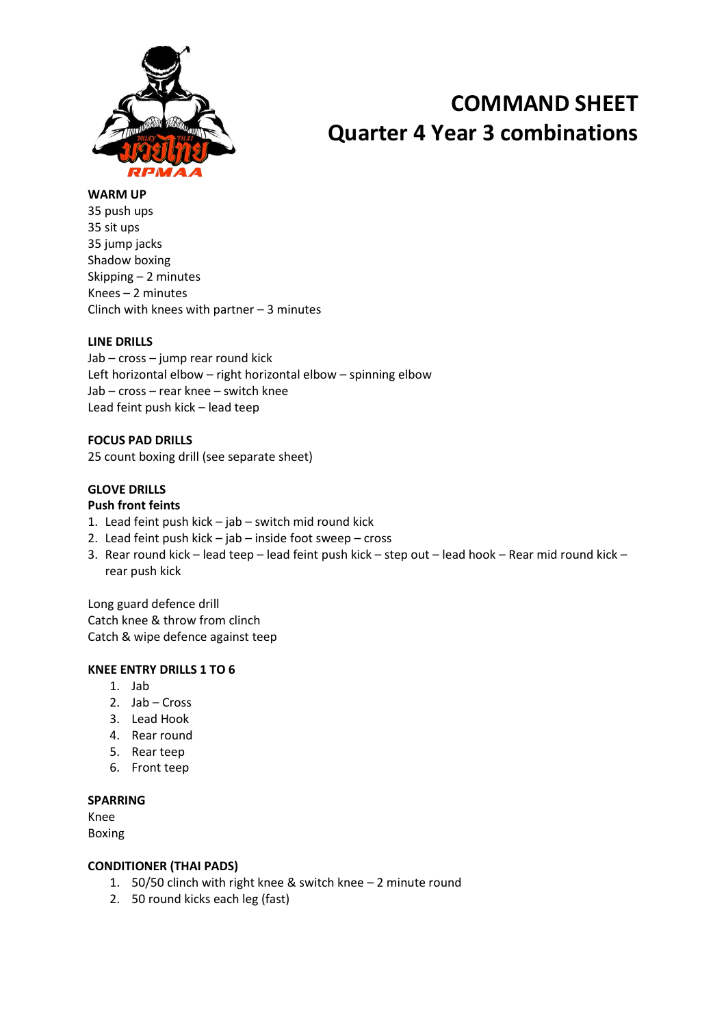# COMMAND SHEET
# Quarter 4 Year 3 combinations

**WARM UP**
35 push ups
35 sit ups
35 jump jacks
Shadow boxing
Skipping – 2 minutes
Knees – 2 minutes
Clinch with knees with partner – 3 minutes

**LINE DRILLS**
Jab – cross – jump rear round kick
Left horizontal elbow – right horizontal elbow – spinning elbow
Jab – cross – rear knee – switch knee
Lead feint push kick – lead teep

**FOCUS PAD DRILLS**
25 count boxing drill (see separate sheet)

**GLOVE DRILLS**
**Push front feints**
1. Lead feint push kick – jab – switch mid round kick
2. Lead feint push kick – jab – inside foot sweep – cross
3. Rear round kick – lead teep – lead feint push kick – step out – lead hook – Rear mid round kick – rear push kick

Long guard defence drill
Catch knee & throw from clinch
Catch & wipe defence against teep

**KNEE ENTRY DRILLS 1 TO 6**
1. Jab
2. Jab – Cross
3. Lead Hook
4. Rear round
5. Rear teep
6. Front teep

**SPARRING**
Knee
Boxing

**CONDITIONER (THAI PADS)**
1. 50/50 clinch with right knee & switch knee – 2 minute round
2. 50 round kicks each leg (fast)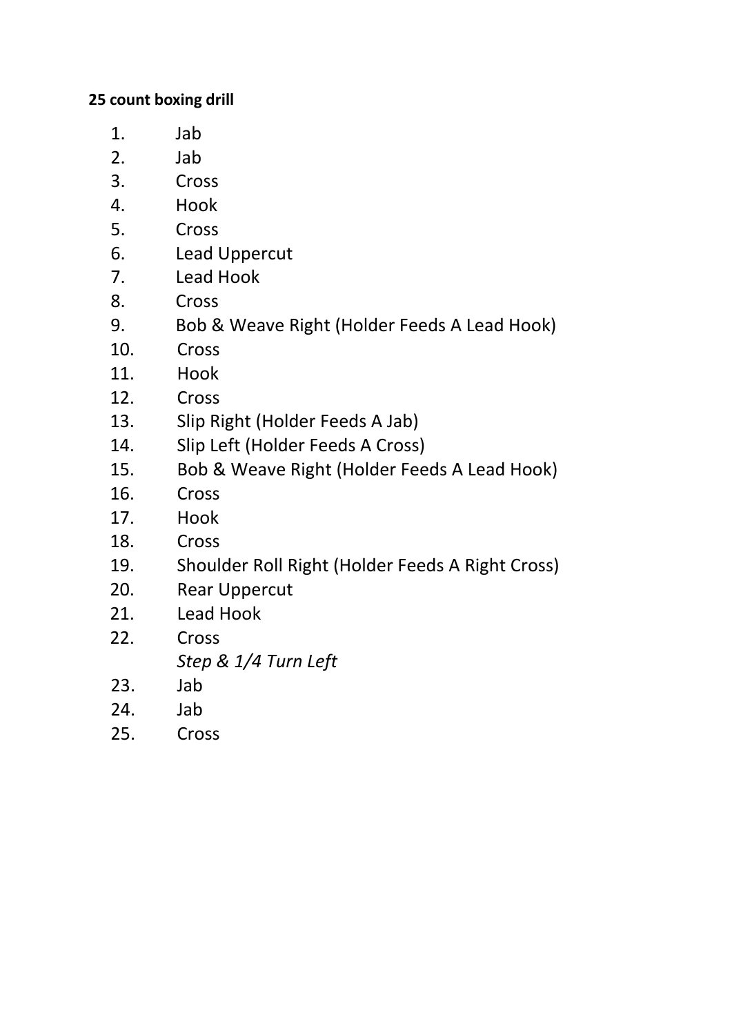**25 count boxing drill**

1. Jab
2. Jab
3. Cross
4. Hook
5. Cross
6. Lead Uppercut
7. Lead Hook
8. Cross
9. Bob & Weave Right (Holder Feeds A Lead Hook)
10. Cross
11. Hook
12. Cross
13. Slip Right (Holder Feeds A Jab)
14. Slip Left (Holder Feeds A Cross)
15. Bob & Weave Right (Holder Feeds A Lead Hook)
16. Cross
17. Hook
18. Cross
19. Shoulder Roll Right (Holder Feeds A Right Cross)
20. Rear Uppercut
21. Lead Hook
22. Cross

    *Step & 1/4 Turn Left*

23. Jab
24. Jab
25. Cross